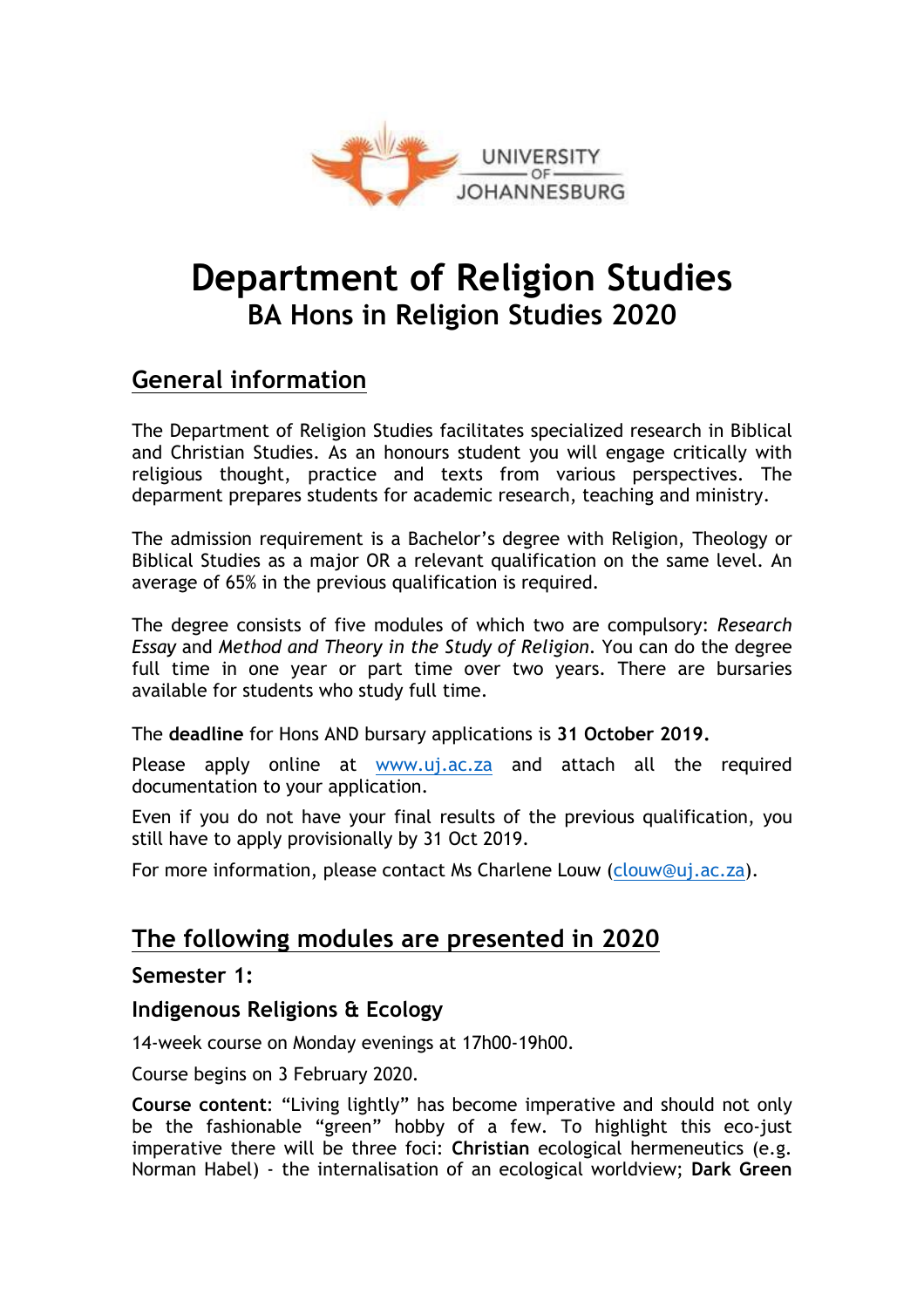UNIVERSITY OF JOHANNESBURG

# Department of Religion Studies

## BA Hons in Religion Studies 2020

## General information

The Department of Religion Studies facilitates specialized research in Biblical and Christian Studies. As an honours student you will engage critically with religious thought, practice and texts from various perspectives. The deparment prepares students for academic research, teaching and ministry.

The admission requirement is a Bachelor's degree with Religion, Theology or Biblical Studies as a major OR a relevant qualification on the same level. An average of 65% in the previous qualification is required.

The degree consists of five modules of which two are compulsory: *Research Essay* and *Method and Theory in the Study of Religion*. You can do the degree full time in one year or part time over two years. There are bursaries available for students who study full time.

The **deadline** for Hons AND bursary applications is **31 October 2019.**

Please apply online at [www.uj.ac.za](www.uj.ac.za) and attach all the required documentation to your application.

Even if you do not have your final results of the previous qualification, you still have to apply provisionally by 31 Oct 2019.

For more information, please contact Ms Charlene Louw ([clouw@uj.ac.za](mailto:clouw@uj.ac.za)).

## The following modules are presented in 2020

### Semester 1:

### Indigenous Religions & Ecology

14-week course on Monday evenings at 17h00-19h00.

Course begins on 3 February 2020.

**Course content**: "Living lightly" has become imperative and should not only be the fashionable "green" hobby of a few. To highlight this eco-just imperative there will be three foci: **Christian** ecological hermeneutics (e.g. Norman Habel) - the internalisation of an ecological worldview; **Dark Green**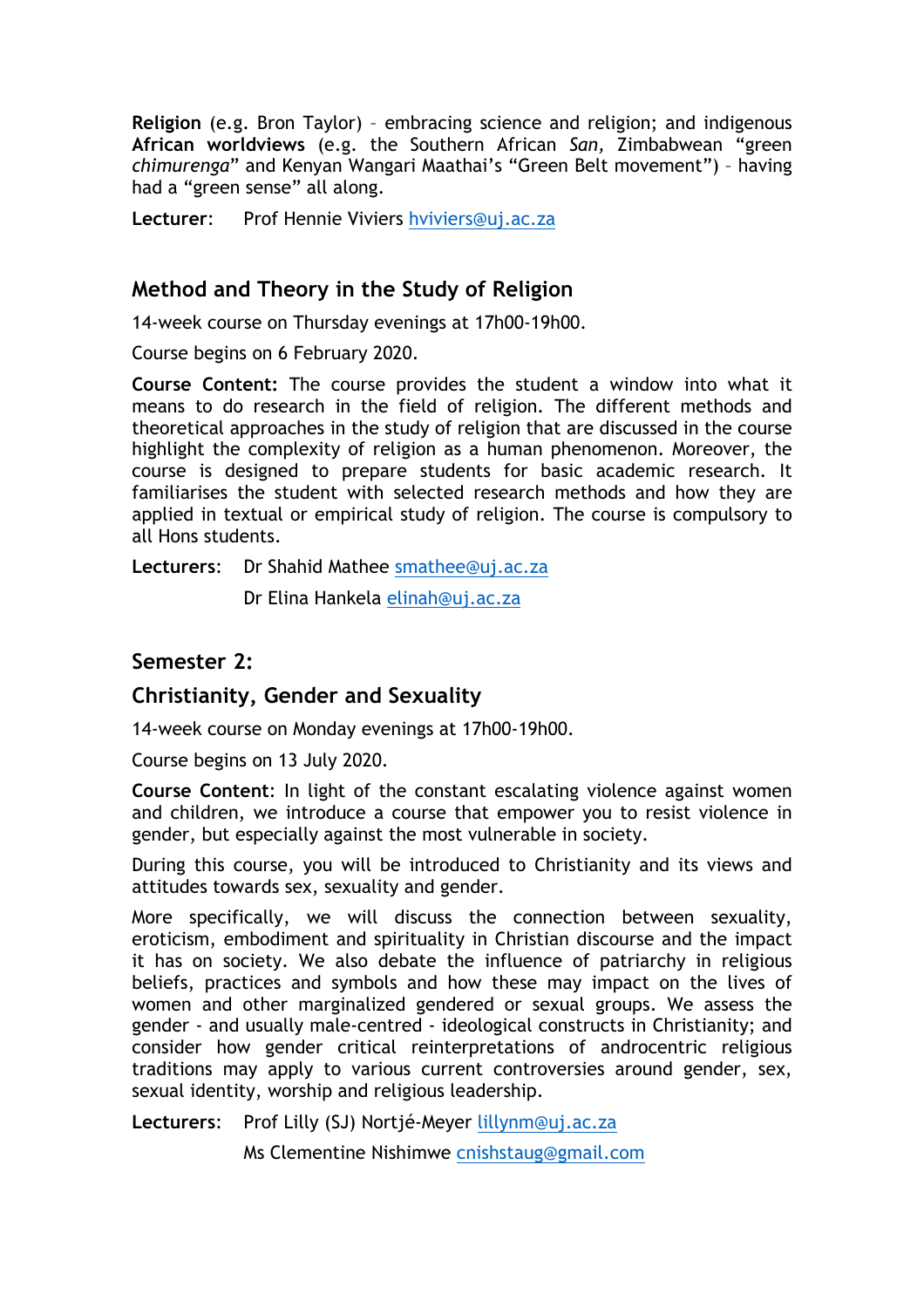**Religion** (e.g. Bron Taylor) – embracing science and religion; and indigenous **African worldviews** (e.g. the Southern African *San,* Zimbabwean "green *chimurenga*" and Kenyan Wangari Maathai's "Green Belt movement") – having had a "green sense" all along.

**Lecturer**: Prof Hennie Viviers hviviers@uj.ac.za

## Method and Theory in the Study of Religion

14-week course on Thursday evenings at 17h00-19h00.

Course begins on 6 February 2020.

**Course Content:** The course provides the student a window into what it means to do research in the field of religion. The different methods and theoretical approaches in the study of religion that are discussed in the course highlight the complexity of religion as a human phenomenon. Moreover, the course is designed to prepare students for basic academic research. It familiarises the student with selected research methods and how they are applied in textual or empirical study of religion. The course is compulsory to all Hons students.

**Lecturers**: Dr Shahid Mathee smathee@uj.ac.za

Dr Elina Hankela elinah@uj.ac.za

## Semester 2:

## Christianity, Gender and Sexuality

14-week course on Monday evenings at 17h00-19h00.

Course begins on 13 July 2020.

**Course Content**: In light of the constant escalating violence against women and children, we introduce a course that empower you to resist violence in gender, but especially against the most vulnerable in society.

During this course, you will be introduced to Christianity and its views and attitudes towards sex, sexuality and gender.

More specifically, we will discuss the connection between sexuality, eroticism, embodiment and spirituality in Christian discourse and the impact it has on society. We also debate the influence of patriarchy in religious beliefs, practices and symbols and how these may impact on the lives of women and other marginalized gendered or sexual groups. We assess the gender - and usually male-centred - ideological constructs in Christianity; and consider how gender critical reinterpretations of androcentric religious traditions may apply to various current controversies around gender, sex, sexual identity, worship and religious leadership.

**Lecturers**: Prof Lilly (SJ) Nortjé-Meyer lillynm@uj.ac.za

Ms Clementine Nishimwe cnishstaug@gmail.com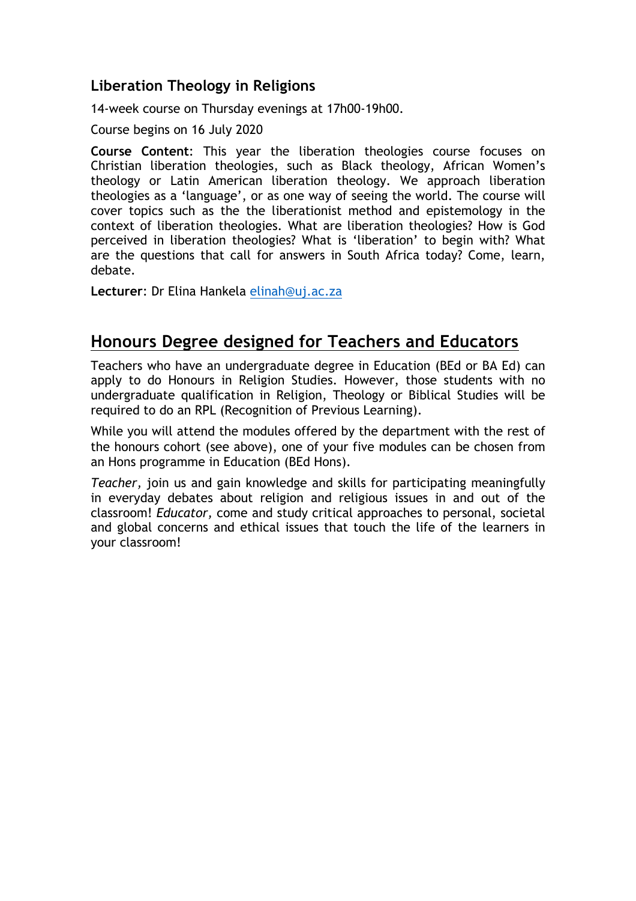### Liberation Theology in Religions

14-week course on Thursday evenings at 17h00-19h00.

Course begins on 16 July 2020

**Course Content**: This year the liberation theologies course focuses on Christian liberation theologies, such as Black theology, African Women's theology or Latin American liberation theology. We approach liberation theologies as a 'language', or as one way of seeing the world. The course will cover topics such as the the liberationist method and epistemology in the context of liberation theologies. What are liberation theologies? How is God perceived in liberation theologies? What is 'liberation' to begin with? What are the questions that call for answers in South Africa today? Come, learn, debate.

**Lecturer**: Dr Elina Hankela elinah@uj.ac.za

## Honours Degree designed for Teachers and Educators

Teachers who have an undergraduate degree in Education (BEd or BA Ed) can apply to do Honours in Religion Studies. However, those students with no undergraduate qualification in Religion, Theology or Biblical Studies will be required to do an RPL (Recognition of Previous Learning).

While you will attend the modules offered by the department with the rest of the honours cohort (see above), one of your five modules can be chosen from an Hons programme in Education (BEd Hons).

*Teacher*, join us and gain knowledge and skills for participating meaningfully in everyday debates about religion and religious issues in and out of the classroom! *Educator*, come and study critical approaches to personal, societal and global concerns and ethical issues that touch the life of the learners in your classroom!